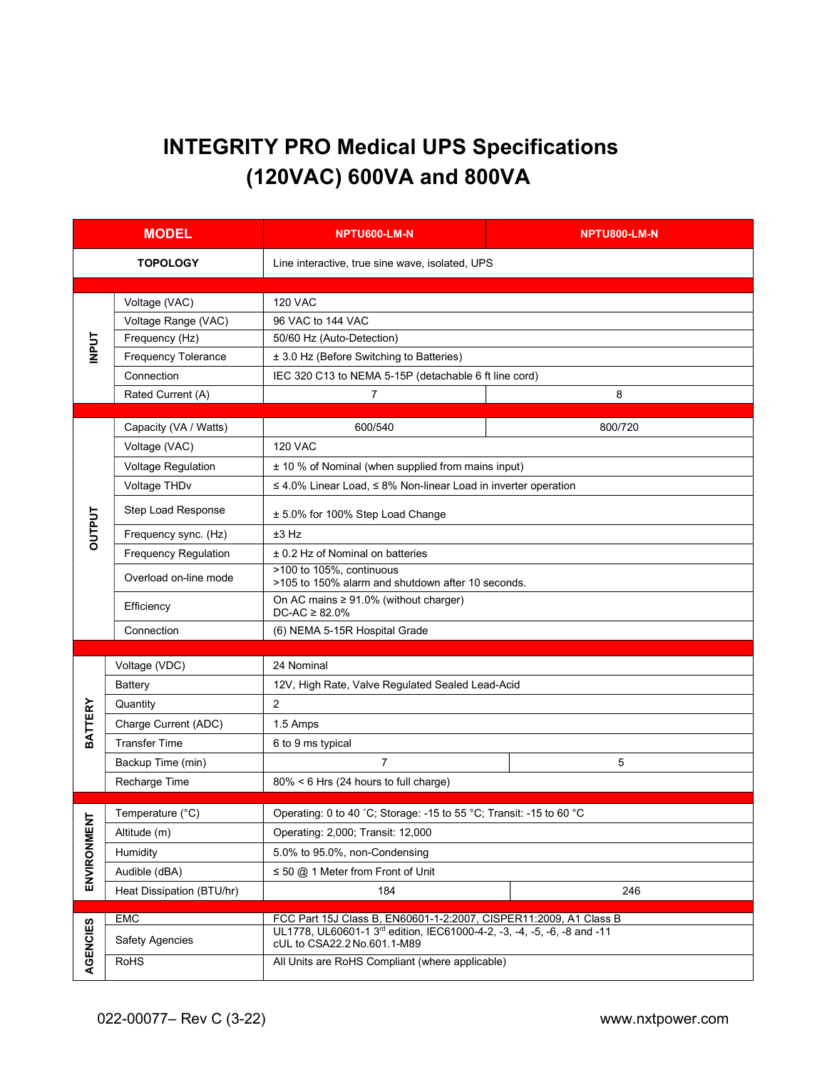# INTEGRITY PRO Medical UPS Specifications (120VAC) 600VA and 800VA

| MODEL | | NPTU600-LM-N | NPTU800-LM-N |
|---|---|---|---|
| TOPOLOGY | | Line interactive, true sine wave, isolated, UPS | |
| INPUT | Voltage (VAC) | 120 VAC | |
| | Voltage Range (VAC) | 96 VAC to 144 VAC | |
| | Frequency (Hz) | 50/60 Hz (Auto-Detection) | |
| | Frequency Tolerance | ± 3.0 Hz (Before Switching to Batteries) | |
| | Connection | IEC 320 C13 to NEMA 5-15P (detachable 6 ft line cord) | |
| | Rated Current (A) | 7 | 8 |
| OUTPUT | Capacity (VA / Watts) | 600/540 | 800/720 |
| | Voltage (VAC) | 120 VAC | |
| | Voltage Regulation | ± 10 % of Nominal (when supplied from mains input) | |
| | Voltage THDv | ≤ 4.0% Linear Load, ≤ 8% Non-linear Load in inverter operation | |
| | Step Load Response | ± 5.0% for 100% Step Load Change | |
| | Frequency sync. (Hz) | ±3 Hz | |
| | Frequency Regulation | ± 0.2 Hz of Nominal on batteries | |
| | Overload on-line mode | >100 to 105%, continuous<br>>105 to 150% alarm and shutdown after 10 seconds. | |
| | Efficiency | On AC mains ≥ 91.0% (without charger)<br>DC-AC ≥ 82.0% | |
| | Connection | (6) NEMA 5-15R Hospital Grade | |
| BATTERY | Voltage (VDC) | 24 Nominal | |
| | Battery | 12V, High Rate, Valve Regulated Sealed Lead-Acid | |
| | Quantity | 2 | |
| | Charge Current (ADC) | 1.5 Amps | |
| | Transfer Time | 6 to 9 ms typical | |
| | Backup Time (min) | 7 | 5 |
| | Recharge Time | 80% < 6 Hrs (24 hours to full charge) | |
| ENVIRONMENT | Temperature (°C) | Operating: 0 to 40 ˚C; Storage: -15 to 55 °C; Transit: -15 to 60 °C | |
| | Altitude (m) | Operating: 2,000; Transit: 12,000 | |
| | Humidity | 5.0% to 95.0%, non-Condensing | |
| | Audible (dBA) | ≤ 50 @ 1 Meter from Front of Unit | |
| | Heat Dissipation (BTU/hr) | 184 | 246 |
| AGENCIES | EMC | FCC Part 15J Class B, EN60601-1-2:2007, CISPER11:2009, A1 Class B | |
| | Safety Agencies | UL1778, UL60601-1 3rd edition, IEC61000-4-2, -3, -4, -5, -6, -8 and -11<br>cUL to CSA22.2 No.601.1-M89 | |
| | RoHS | All Units are RoHS Compliant (where applicable) | |

022-00077– Rev C (3-22) www.nxtpower.com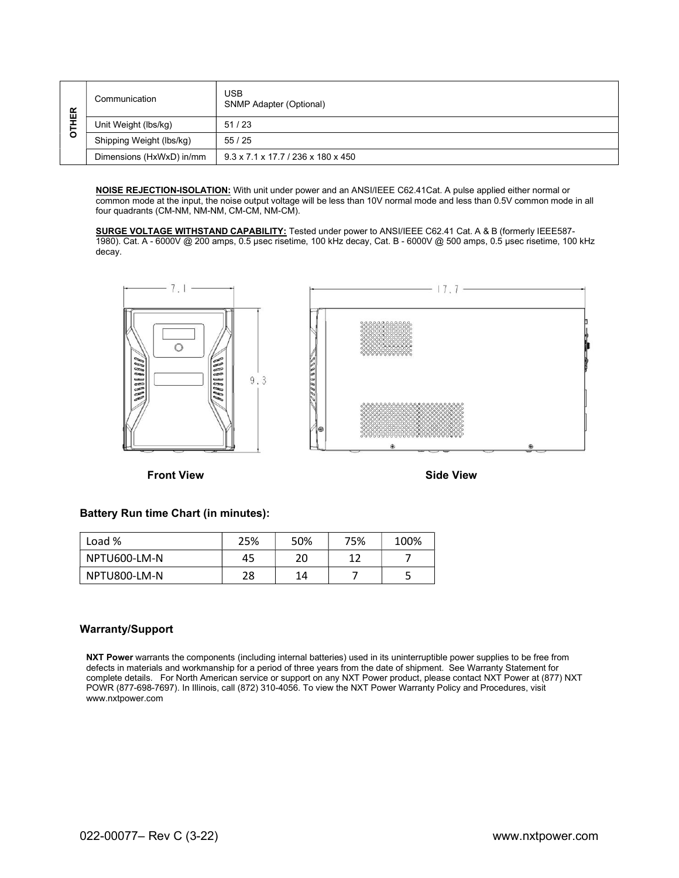| | | |
|---|---|---|
| OTHER | Communication | USB<br>SNMP Adapter (Optional) |
| | Unit Weight (lbs/kg) | 51 / 23 |
| | Shipping Weight (lbs/kg) | 55 / 25 |
| | Dimensions (HxWxD) in/mm | 9.3 x 7.1 x 17.7 / 236 x 180 x 450 |

**NOISE REJECTION-ISOLATION:** With unit under power and an ANSI/IEEE C62.41Cat. A pulse applied either normal or common mode at the input, the noise output voltage will be less than 10V normal mode and less than 0.5V common mode in all four quadrants (CM-NM, NM-NM, CM-CM, NM-CM).

**SURGE VOLTAGE WITHSTAND CAPABILITY:** Tested under power to ANSI/IEEE C62.41 Cat. A & B (formerly IEEE587-1980). Cat. A - 6000V @ 200 amps, 0.5 µsec risetime, 100 kHz decay, Cat. B - 6000V @ 500 amps, 0.5 µsec risetime, 100 kHz decay.

7.1

9.3

17.7

**Front View**

**Side View**

### Battery Run time Chart (in minutes):

| Load % | 25% | 50% | 75% | 100% |
|---|---|---|---|---|
| NPTU600-LM-N | 45 | 20 | 12 | 7 |
| NPTU800-LM-N | 28 | 14 | 7 | 5 |

### Warranty/Support

**NXT Power** warrants the components (including internal batteries) used in its uninterruptible power supplies to be free from defects in materials and workmanship for a period of three years from the date of shipment. See Warranty Statement for complete details. For North American service or support on any NXT Power product, please contact NXT Power at (877) NXT POWR (877-698-7697). In Illinois, call (872) 310-4056. To view the NXT Power Warranty Policy and Procedures, visit www.nxtpower.com

022-00077– Rev C (3-22)